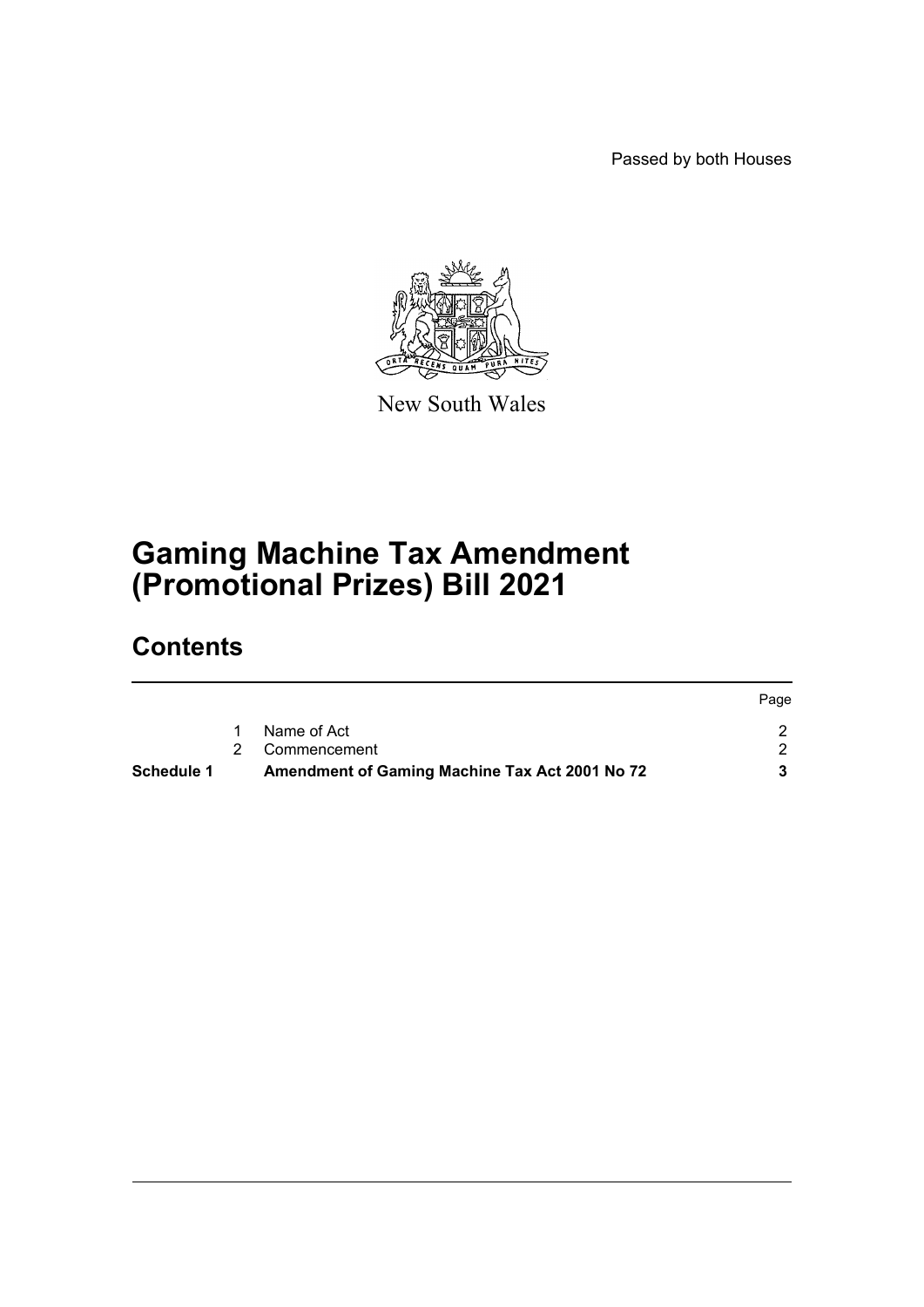Passed by both Houses

New South Wales

# Gaming Machine Tax Amendment (Promotional Prizes) Bill 2021

## Contents

| | | | Page |
|---|---|---|---|
| | 1 | Name of Act | 2 |
| | 2 | Commencement | 2 |
| **Schedule 1** | | **Amendment of Gaming Machine Tax Act 2001 No 72** | **3** |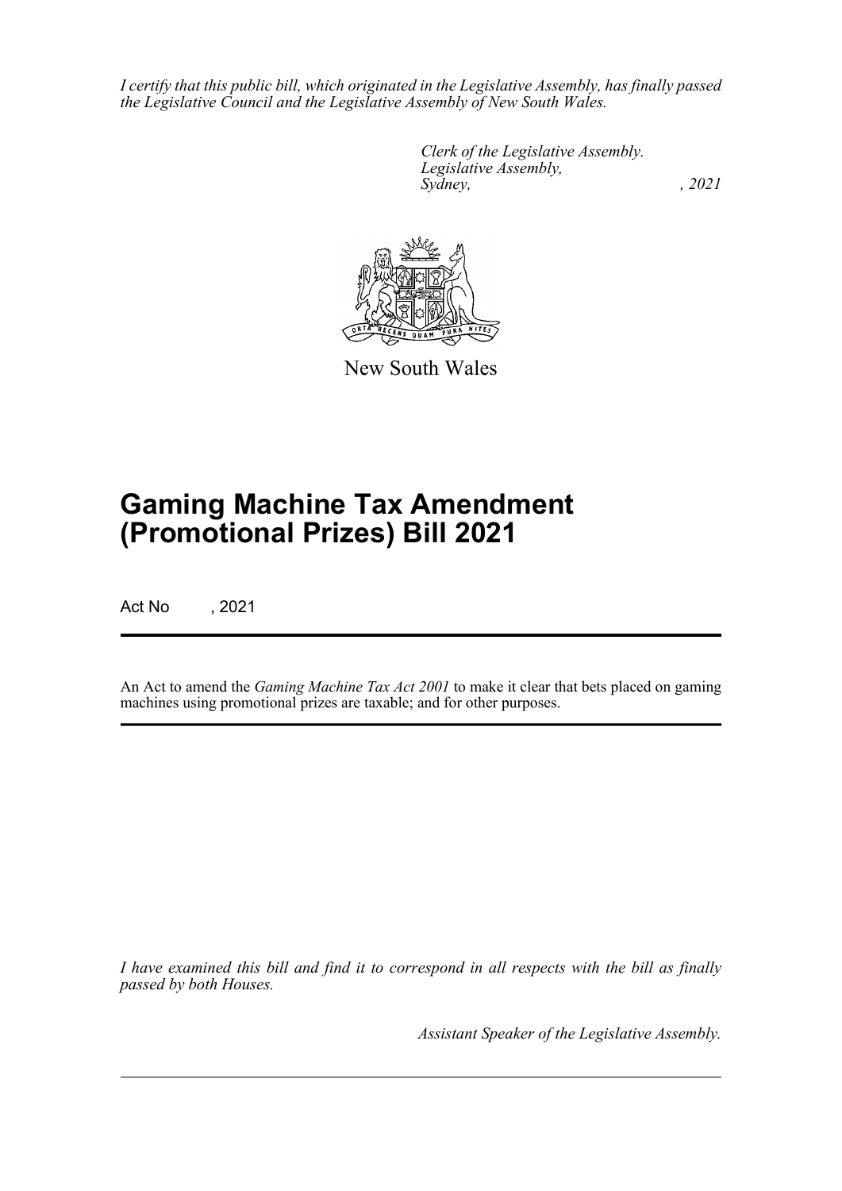*I certify that this public bill, which originated in the Legislative Assembly, has finally passed the Legislative Council and the Legislative Assembly of New South Wales.*

*Clerk of the Legislative Assembly.*
*Legislative Assembly,*
*Sydney, , 2021*

New South Wales

# Gaming Machine Tax Amendment (Promotional Prizes) Bill 2021

Act No , 2021

An Act to amend the *Gaming Machine Tax Act 2001* to make it clear that bets placed on gaming machines using promotional prizes are taxable; and for other purposes.

*I have examined this bill and find it to correspond in all respects with the bill as finally passed by both Houses.*

*Assistant Speaker of the Legislative Assembly.*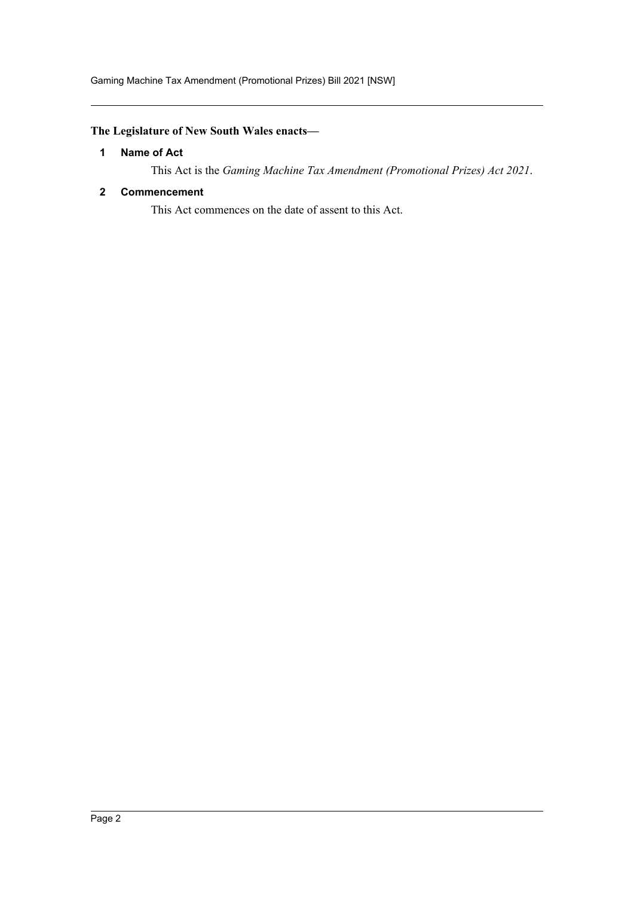**The Legislature of New South Wales enacts—**

### 1 Name of Act

This Act is the *Gaming Machine Tax Amendment (Promotional Prizes) Act 2021*.

### 2 Commencement

This Act commences on the date of assent to this Act.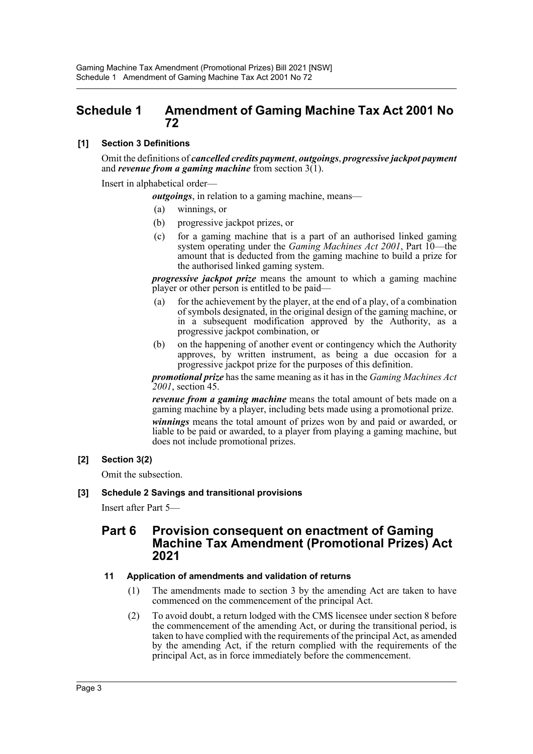# Schedule 1 Amendment of Gaming Machine Tax Act 2001 No 72

### [1] Section 3 Definitions

Omit the definitions of ***cancelled credits payment***, ***outgoings***, ***progressive jackpot payment*** and ***revenue from a gaming machine*** from section 3(1).

Insert in alphabetical order—

***outgoings***, in relation to a gaming machine, means—

- (a) winnings, or
- (b) progressive jackpot prizes, or
- (c) for a gaming machine that is a part of an authorised linked gaming system operating under the *Gaming Machines Act 2001*, Part 10—the amount that is deducted from the gaming machine to build a prize for the authorised linked gaming system.

***progressive jackpot prize*** means the amount to which a gaming machine player or other person is entitled to be paid—

- (a) for the achievement by the player, at the end of a play, of a combination of symbols designated, in the original design of the gaming machine, or in a subsequent modification approved by the Authority, as a progressive jackpot combination, or
- (b) on the happening of another event or contingency which the Authority approves, by written instrument, as being a due occasion for a progressive jackpot prize for the purposes of this definition.

***promotional prize*** has the same meaning as it has in the *Gaming Machines Act 2001*, section 45.

***revenue from a gaming machine*** means the total amount of bets made on a gaming machine by a player, including bets made using a promotional prize.

***winnings*** means the total amount of prizes won by and paid or awarded, or liable to be paid or awarded, to a player from playing a gaming machine, but does not include promotional prizes.

### [2] Section 3(2)

Omit the subsection.

### [3] Schedule 2 Savings and transitional provisions

Insert after Part 5—

## Part 6 Provision consequent on enactment of Gaming Machine Tax Amendment (Promotional Prizes) Act 2021

### 11 Application of amendments and validation of returns

(1) The amendments made to section 3 by the amending Act are taken to have commenced on the commencement of the principal Act.

(2) To avoid doubt, a return lodged with the CMS licensee under section 8 before the commencement of the amending Act, or during the transitional period, is taken to have complied with the requirements of the principal Act, as amended by the amending Act, if the return complied with the requirements of the principal Act, as in force immediately before the commencement.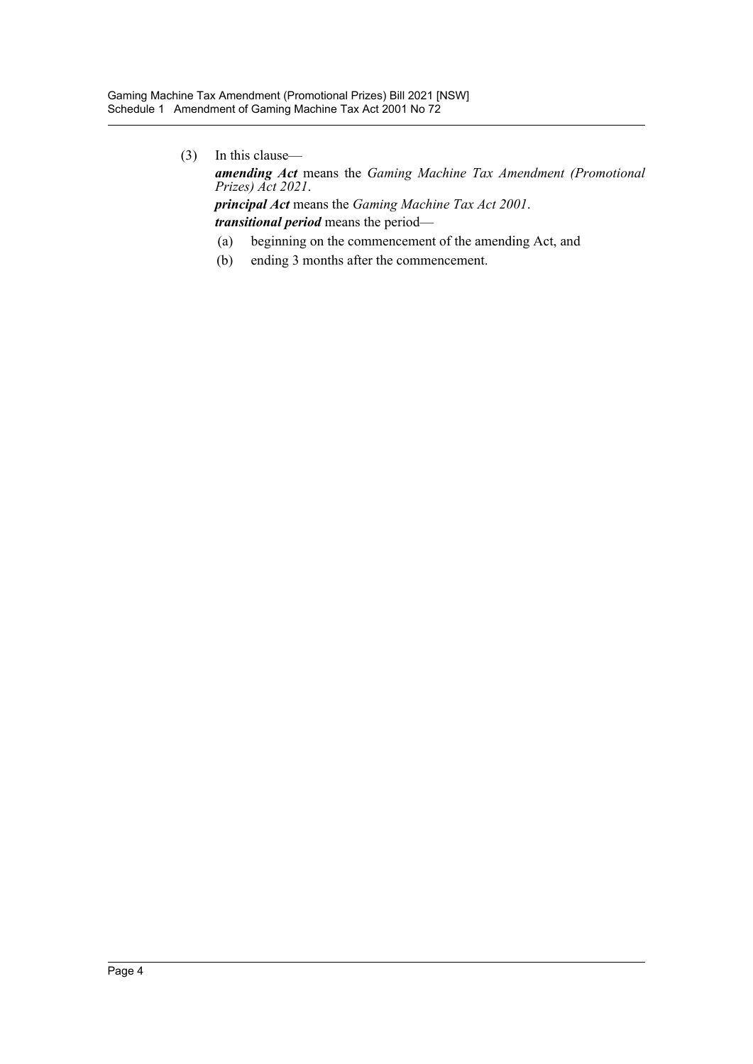(3) In this clause—

***amending Act*** means the *Gaming Machine Tax Amendment (Promotional Prizes) Act 2021*.

***principal Act*** means the *Gaming Machine Tax Act 2001*.

***transitional period*** means the period—

(a) beginning on the commencement of the amending Act, and

(b) ending 3 months after the commencement.